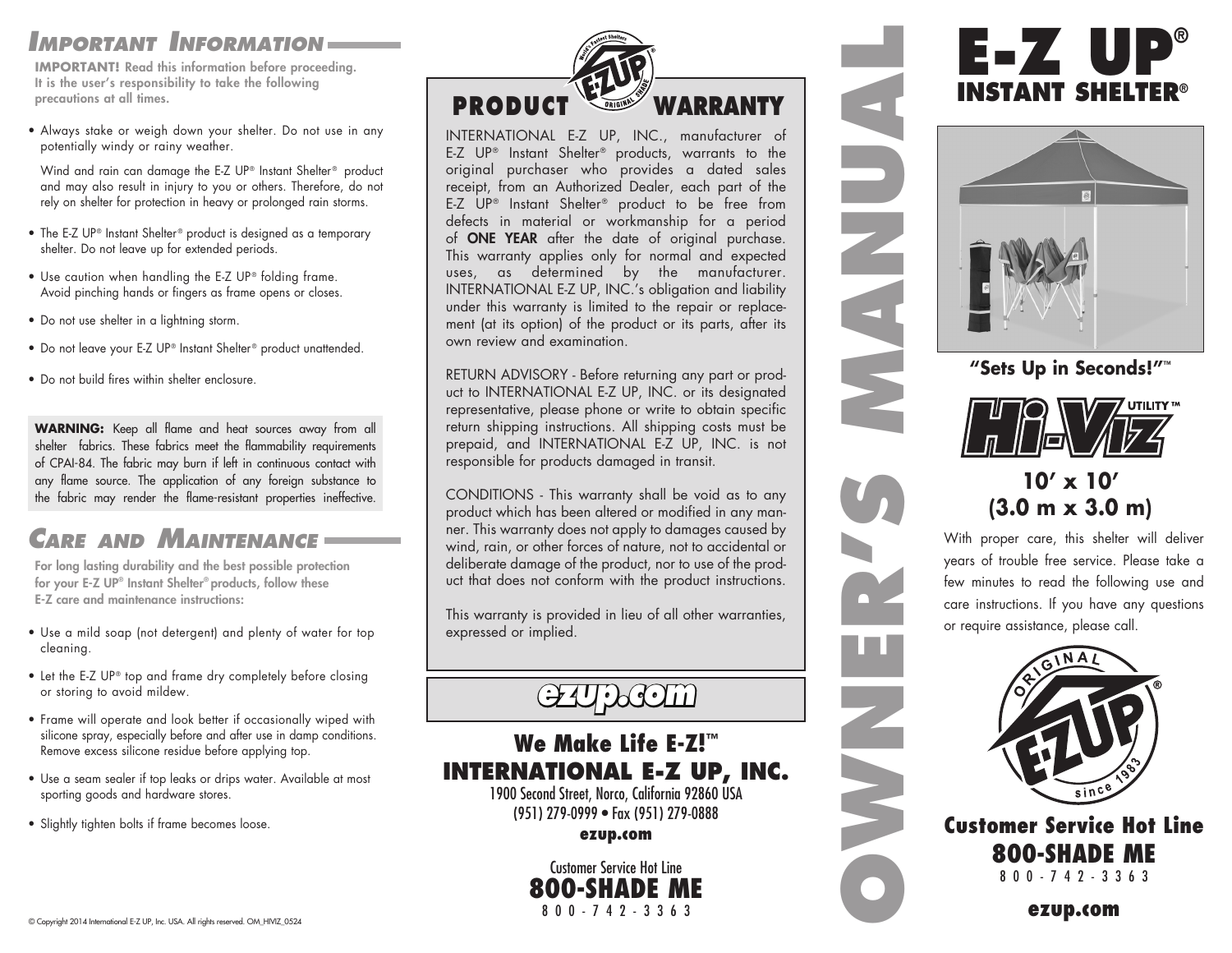## IMPORTANT INFORMATION

**IMPORTANT! Read this information before proceeding. It is the user's responsibility to take the following precautions at all times.**

- Always stake or weigh down your shelter. Do not use in any potentially windy or rainy weather.

  Wind and rain can damage the E-Z UP® Instant Shelter® product and may also result in injury to you or others. Therefore, do not rely on shelter for protection in heavy or prolonged rain storms.

- The E-Z UP® Instant Shelter® product is designed as a temporary shelter. Do not leave up for extended periods.
- Use caution when handling the E-Z UP® folding frame. Avoid pinching hands or fingers as frame opens or closes.
- Do not use shelter in a lightning storm.
- Do not leave your E-Z UP® Instant Shelter® product unattended.
- Do not build fires within shelter enclosure.

**WARNING:** Keep all flame and heat sources away from all shelter fabrics. These fabrics meet the flammability requirements of CPAI-84. The fabric may burn if left in continuous contact with any flame source. The application of any foreign substance to the fabric may render the flame-resistant properties ineffective.

## CARE AND MAINTENANCE

**For long lasting durability and the best possible protection for your E-Z UP® Instant Shelter® products, follow these E-Z care and maintenance instructions:**

- Use a mild soap (not detergent) and plenty of water for top cleaning.
- Let the E-Z UP® top and frame dry completely before closing or storing to avoid mildew.
- Frame will operate and look better if occasionally wiped with silicone spray, especially before and after use in damp conditions. Remove excess silicone residue before applying top.
- Use a seam sealer if top leaks or drips water. Available at most sporting goods and hardware stores.
- Slightly tighten bolts if frame becomes loose.

© Copyright 2014 International E-Z UP, Inc. USA. All rights reserved. OM_HIVIZ_0524

## PRODUCT WARRANTY

INTERNATIONAL E-Z UP, INC., manufacturer of E-Z UP® Instant Shelter® products, warrants to the original purchaser who provides a dated sales receipt, from an Authorized Dealer, each part of the E-Z UP® Instant Shelter® product to be free from defects in material or workmanship for a period of **ONE YEAR** after the date of original purchase. This warranty applies only for normal and expected uses, as determined by the manufacturer. INTERNATIONAL E-Z UP, INC.'s obligation and liability under this warranty is limited to the repair or replacement (at its option) of the product or its parts, after its own review and examination.

RETURN ADVISORY - Before returning any part or product to INTERNATIONAL E-Z UP, INC. or its designated representative, please phone or write to obtain specific return shipping instructions. All shipping costs must be prepaid, and INTERNATIONAL E-Z UP, INC. is not responsible for products damaged in transit.

CONDITIONS - This warranty shall be void as to any product which has been altered or modified in any manner. This warranty does not apply to damages caused by wind, rain, or other forces of nature, not to accidental or deliberate damage of the product, nor to use of the product that does not conform with the product instructions.

This warranty is provided in lieu of all other warranties, expressed or implied.

**ezup.com**

**We Make Life E-Z!™**

**INTERNATIONAL E-Z UP, INC.**

1900 Second Street, Norco, California 92860 USA
(951) 279-0999 • Fax (951) 279-0888
**ezup.com**

Customer Service Hot Line
**800-SHADE ME**
800-742-3363

# OWNER'S MANUAL

# E-Z UP®
## INSTANT SHELTER®

**"Sets Up in Seconds!"™**

**Hi-Viz UTILITY™**

**10' x 10'**
**(3.0 m x 3.0 m)**

With proper care, this shelter will deliver years of trouble free service. Please take a few minutes to read the following use and care instructions. If you have any questions or require assistance, please call.

**Customer Service Hot Line**
**800-SHADE ME**
800-742-3363

**ezup.com**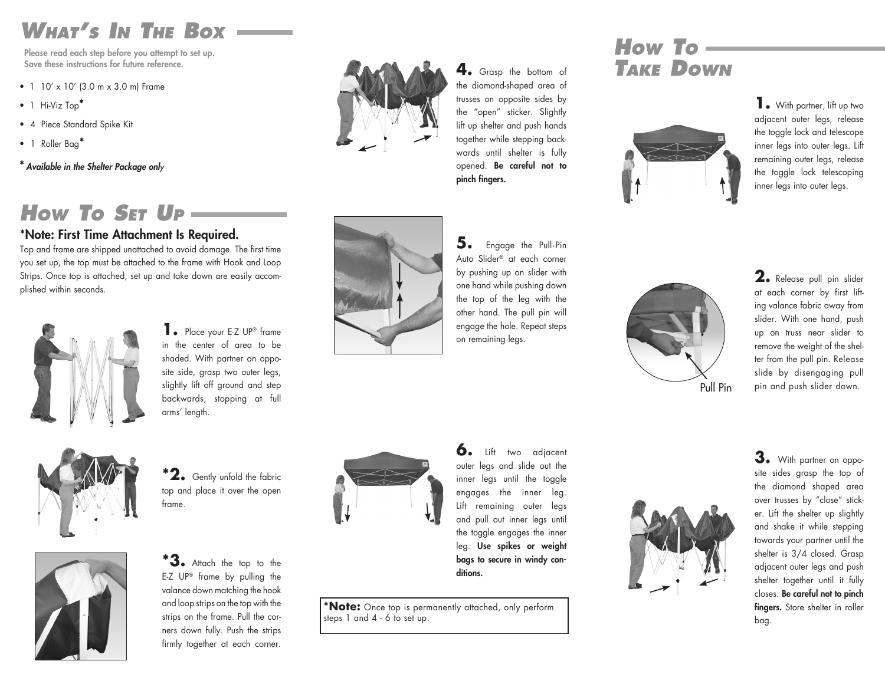# What's In The Box

**Please read each step before you attempt to set up. Save these instructions for future reference.**

- 1 10' x 10' (3.0 m x 3.0 m) Frame
- 1 Hi-Viz Top*
- 4 Piece Standard Spike Kit
- 1 Roller Bag*

*** *Available in the Shelter Package only***

# How To Set Up

## *Note: First Time Attachment Is Required.

Top and frame are shipped unattached to avoid damage. The first time you set up, the top must be attached to the frame with Hook and Loop Strips. Once top is attached, set up and take down are easily accomplished within seconds.

**1.** Place your E-Z UP® frame in the center of area to be shaded. With partner on opposite side, grasp two outer legs, slightly lift off ground and step backwards, stopping at full arms' length.

***2.** Gently unfold the fabric top and place it over the open frame.

***3.** Attach the top to the E-Z UP® frame by pulling the valance down matching the hook and loop strips on the top with the strips on the frame. Pull the corners down fully. Push the strips firmly together at each corner.

**4.** Grasp the bottom of the diamond-shaped area of trusses on opposite sides by the "open" sticker. Slightly lift up shelter and push hands together while stepping backwards until shelter is fully opened. **Be careful not to pinch fingers.**

**5.** Engage the Pull-Pin Auto Slider® at each corner by pushing up on slider with one hand while pushing down the top of the leg with the other hand. The pull pin will engage the hole. Repeat steps on remaining legs.

**6.** Lift two adjacent outer legs and slide out the inner legs until the toggle engages the inner leg. Lift remaining outer legs and pull out inner legs until the toggle engages the inner leg. **Use spikes or weight bags to secure in windy conditions.**

***Note:** Once top is permanently attached, only perform steps 1 and 4 - 6 to set up.

# How To Take Down

**1.** With partner, lift up two adjacent outer legs, release the toggle lock and telescope inner legs into outer legs. Lift remaining outer legs, release the toggle lock telescoping inner legs into outer legs.

**2.** Release pull pin slider at each corner by first lifting valance fabric away from slider. With one hand, push up on truss near slider to remove the weight of the shelter from the pull pin. Release slide by disengaging pull pin and push slider down.

Pull Pin

**3.** With partner on opposite sides grasp the top of the diamond shaped area over trusses by "close" sticker. Lift the shelter up slightly and shake it while stepping towards your partner until the shelter is 3/4 closed. Grasp adjacent outer legs and push shelter together until it fully closes. **Be careful not to pinch fingers.** Store shelter in roller bag.